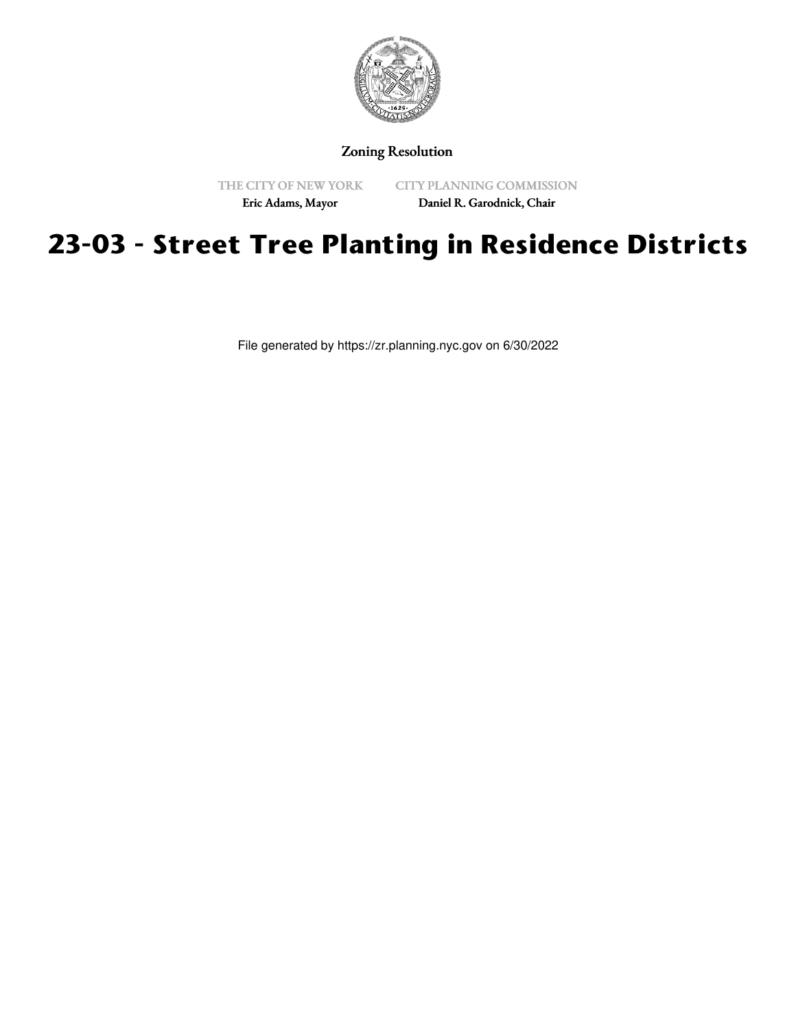Zoning Resolution

THE CITY OF NEW YORK
Eric Adams, Mayor

CITY PLANNING COMMISSION
Daniel R. Garodnick, Chair

# 23-03 - Street Tree Planting in Residence Districts

File generated by https://zr.planning.nyc.gov on 6/30/2022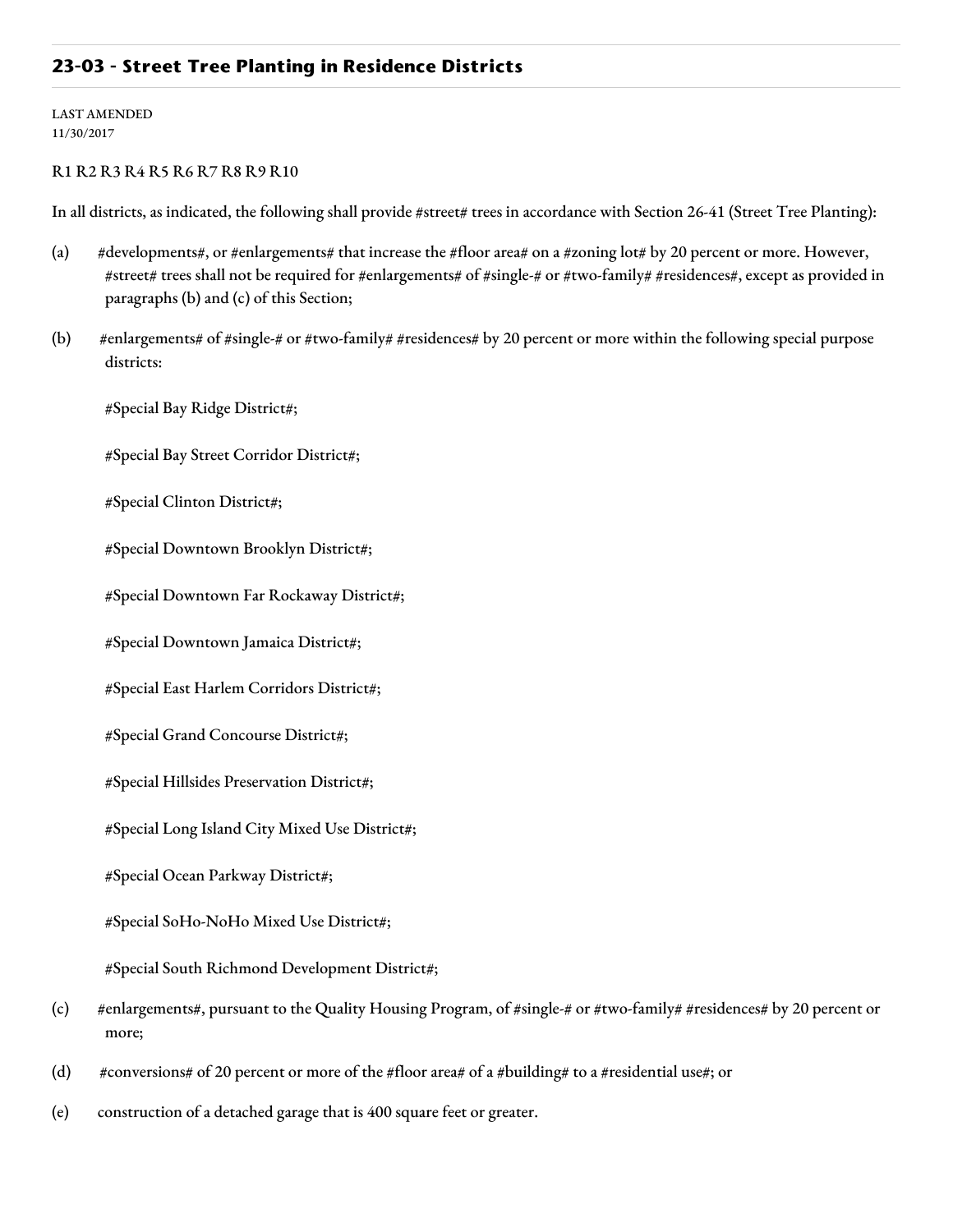## 23-03 - Street Tree Planting in Residence Districts

LAST AMENDED
11/30/2017

R1 R2 R3 R4 R5 R6 R7 R8 R9 R10

In all districts, as indicated, the following shall provide #street# trees in accordance with Section 26-41 (Street Tree Planting):

(a) #developments#, or #enlargements# that increase the #floor area# on a #zoning lot# by 20 percent or more. However, #street# trees shall not be required for #enlargements# of #single-# or #two-family# #residences#, except as provided in paragraphs (b) and (c) of this Section;

(b) #enlargements# of #single-# or #two-family# #residences# by 20 percent or more within the following special purpose districts:

#Special Bay Ridge District#;

#Special Bay Street Corridor District#;

#Special Clinton District#;

#Special Downtown Brooklyn District#;

#Special Downtown Far Rockaway District#;

#Special Downtown Jamaica District#;

#Special East Harlem Corridors District#;

#Special Grand Concourse District#;

#Special Hillsides Preservation District#;

#Special Long Island City Mixed Use District#;

#Special Ocean Parkway District#;

#Special SoHo-NoHo Mixed Use District#;

#Special South Richmond Development District#;

(c) #enlargements#, pursuant to the Quality Housing Program, of #single-# or #two-family# #residences# by 20 percent or more;

(d) #conversions# of 20 percent or more of the #floor area# of a #building# to a #residential use#; or

(e) construction of a detached garage that is 400 square feet or greater.